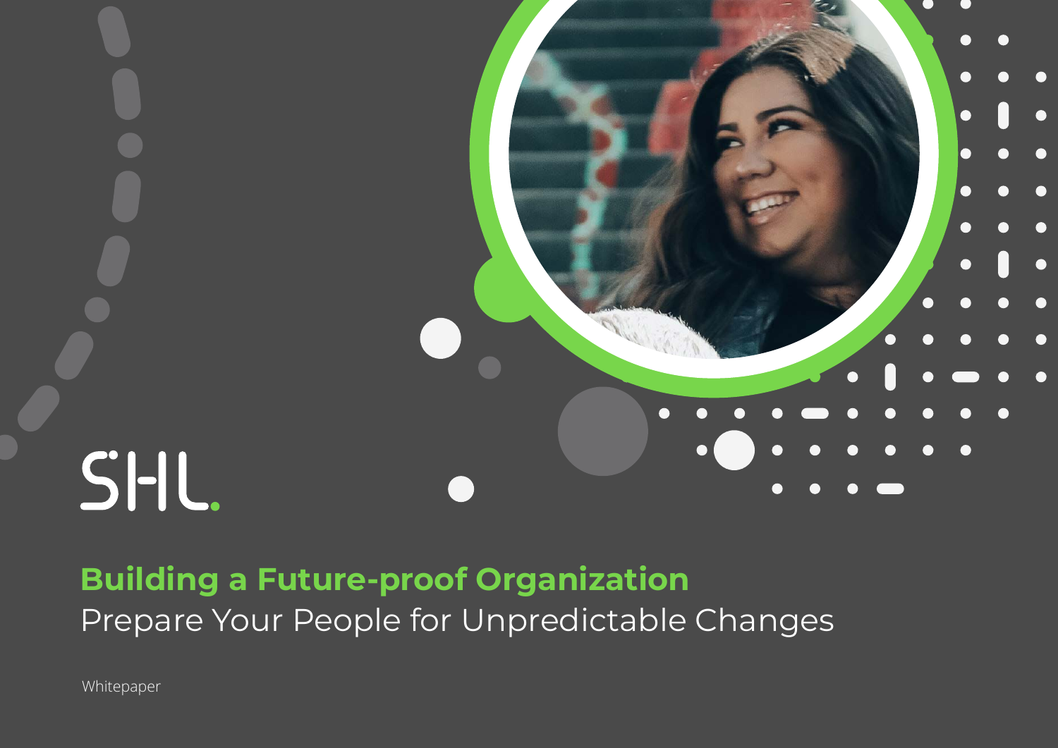SHL.

# Building a Future-proof Organization

Prepare Your People for Unpredictable Changes

Whitepaper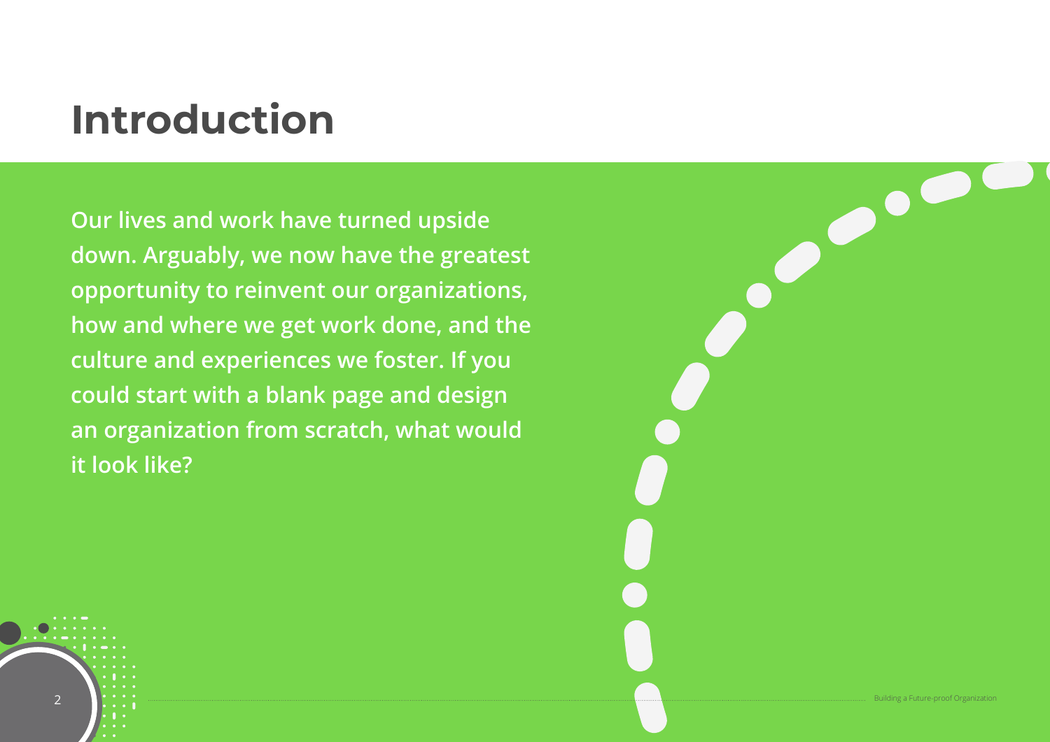# Introduction

**Our lives and work have turned upside down. Arguably, we now have the greatest opportunity to reinvent our organizations, how and where we get work done, and the culture and experiences we foster. If you could start with a blank page and design an organization from scratch, what would it look like?**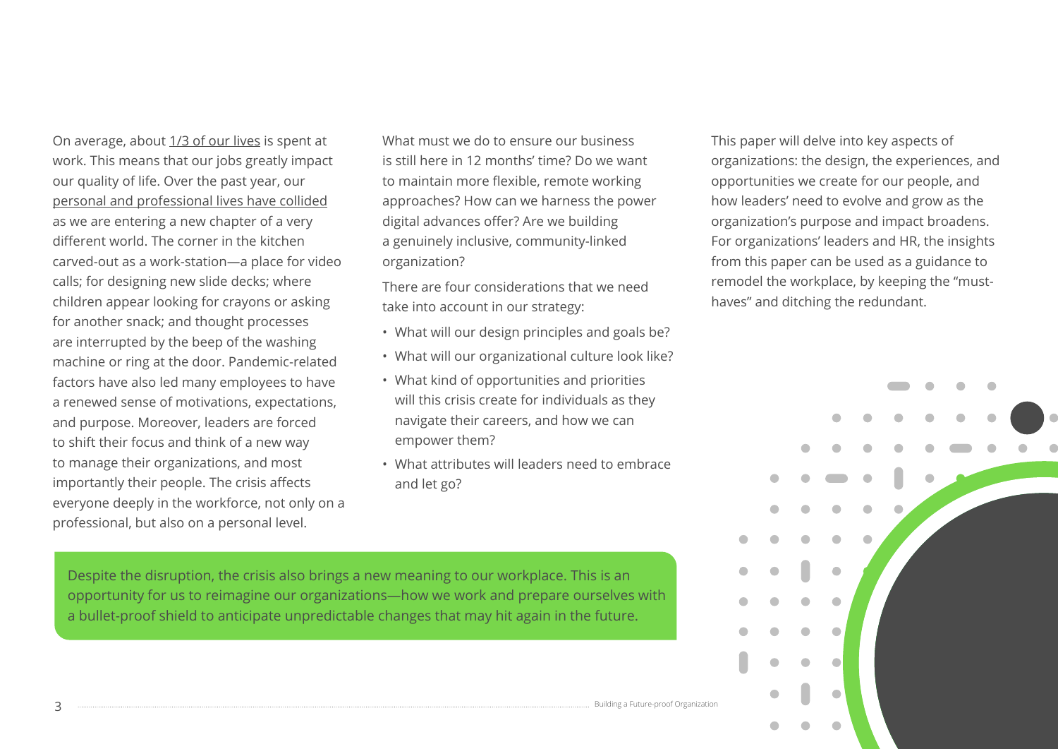On average, about 1/3 of our lives is spent at work. This means that our jobs greatly impact our quality of life. Over the past year, our personal and professional lives have collided as we are entering a new chapter of a very different world. The corner in the kitchen carved-out as a work-station—a place for video calls; for designing new slide decks; where children appear looking for crayons or asking for another snack; and thought processes are interrupted by the beep of the washing machine or ring at the door. Pandemic-related factors have also led many employees to have a renewed sense of motivations, expectations, and purpose. Moreover, leaders are forced to shift their focus and think of a new way to manage their organizations, and most importantly their people. The crisis affects everyone deeply in the workforce, not only on a professional, but also on a personal level.

What must we do to ensure our business is still here in 12 months' time? Do we want to maintain more flexible, remote working approaches? How can we harness the power digital advances offer? Are we building a genuinely inclusive, community-linked organization?

There are four considerations that we need take into account in our strategy:

- What will our design principles and goals be?
- What will our organizational culture look like?
- What kind of opportunities and priorities will this crisis create for individuals as they navigate their careers, and how we can empower them?
- What attributes will leaders need to embrace and let go?

This paper will delve into key aspects of organizations: the design, the experiences, and opportunities we create for our people, and how leaders' need to evolve and grow as the organization's purpose and impact broadens. For organizations' leaders and HR, the insights from this paper can be used as a guidance to remodel the workplace, by keeping the "must-haves" and ditching the redundant.

Despite the disruption, the crisis also brings a new meaning to our workplace. This is an opportunity for us to reimagine our organizations—how we work and prepare ourselves with a bullet-proof shield to anticipate unpredictable changes that may hit again in the future.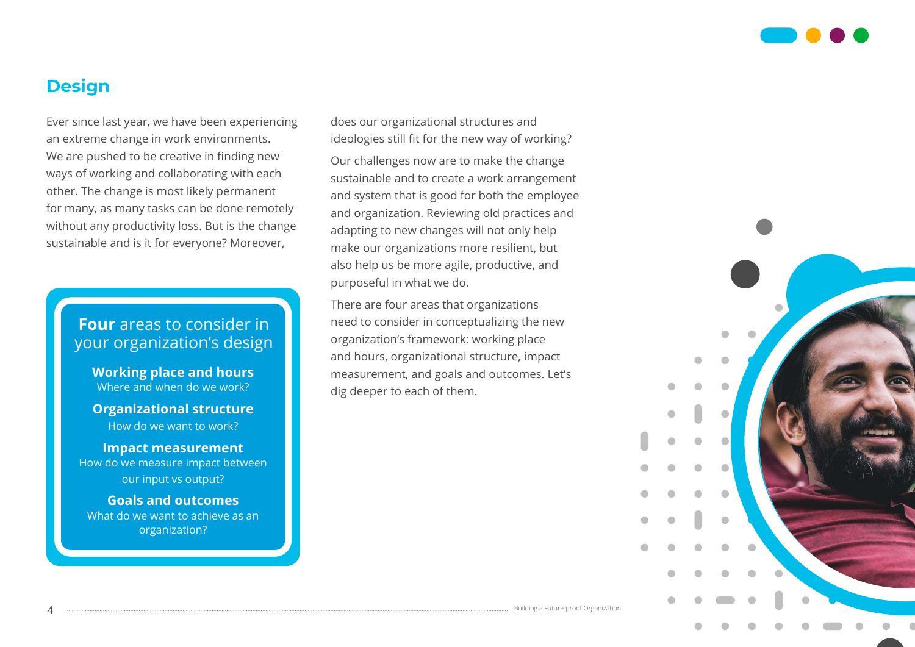## Design

Ever since last year, we have been experiencing an extreme change in work environments. We are pushed to be creative in finding new ways of working and collaborating with each other. The change is most likely permanent for many, as many tasks can be done remotely without any productivity loss. But is the change sustainable and is it for everyone? Moreover, does our organizational structures and ideologies still fit for the new way of working?

Our challenges now are to make the change sustainable and to create a work arrangement and system that is good for both the employee and organization. Reviewing old practices and adapting to new changes will not only help make our organizations more resilient, but also help us be more agile, productive, and purposeful in what we do.

There are four areas that organizations need to consider in conceptualizing the new organization's framework: working place and hours, organizational structure, impact measurement, and goals and outcomes. Let's dig deeper to each of them.

### **Four** areas to consider in your organization's design

**Working place and hours**
Where and when do we work?

**Organizational structure**
How do we want to work?

**Impact measurement**
How do we measure impact between our input vs output?

**Goals and outcomes**
What do we want to achieve as an organization?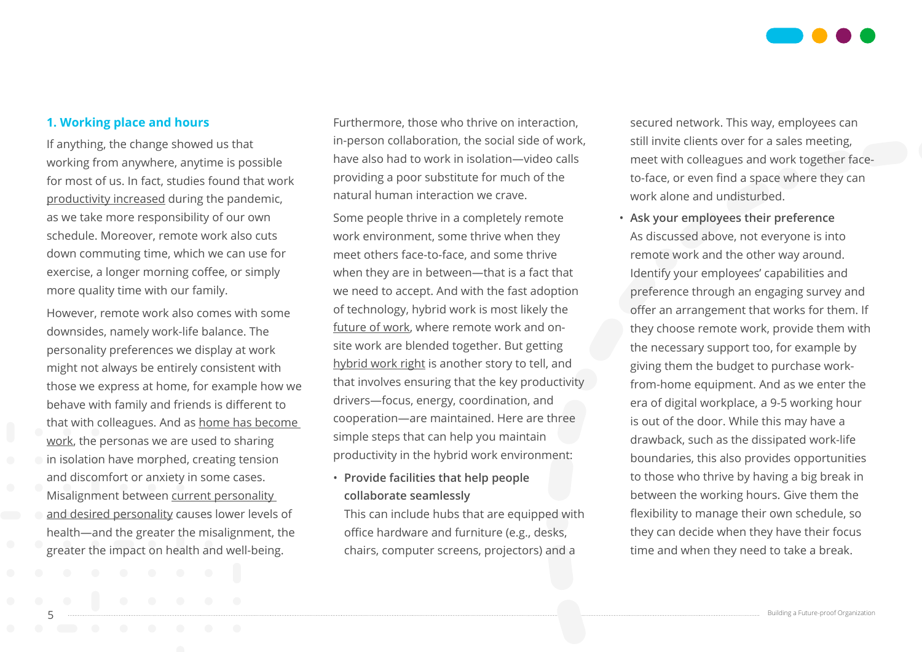### 1. Working place and hours

If anything, the change showed us that working from anywhere, anytime is possible for most of us. In fact, studies found that work productivity increased during the pandemic, as we take more responsibility of our own schedule. Moreover, remote work also cuts down commuting time, which we can use for exercise, a longer morning coffee, or simply more quality time with our family.

However, remote work also comes with some downsides, namely work-life balance. The personality preferences we display at work might not always be entirely consistent with those we express at home, for example how we behave with family and friends is different to that with colleagues. And as home has become work, the personas we are used to sharing in isolation have morphed, creating tension and discomfort or anxiety in some cases. Misalignment between current personality and desired personality causes lower levels of health—and the greater the misalignment, the greater the impact on health and well-being.

Furthermore, those who thrive on interaction, in-person collaboration, the social side of work, have also had to work in isolation—video calls providing a poor substitute for much of the natural human interaction we crave.

Some people thrive in a completely remote work environment, some thrive when they meet others face-to-face, and some thrive when they are in between—that is a fact that we need to accept. And with the fast adoption of technology, hybrid work is most likely the future of work, where remote work and on-site work are blended together. But getting hybrid work right is another story to tell, and that involves ensuring that the key productivity drivers—focus, energy, coordination, and cooperation—are maintained. Here are three simple steps that can help you maintain productivity in the hybrid work environment:

- **Provide facilities that help people collaborate seamlessly**
  This can include hubs that are equipped with office hardware and furniture (e.g., desks, chairs, computer screens, projectors) and a secured network. This way, employees can still invite clients over for a sales meeting, meet with colleagues and work together face-to-face, or even find a space where they can work alone and undisturbed.
- **Ask your employees their preference**
  As discussed above, not everyone is into remote work and the other way around. Identify your employees' capabilities and preference through an engaging survey and offer an arrangement that works for them. If they choose remote work, provide them with the necessary support too, for example by giving them the budget to purchase work-from-home equipment. And as we enter the era of digital workplace, a 9-5 working hour is out of the door. While this may have a drawback, such as the dissipated work-life boundaries, this also provides opportunities to those who thrive by having a big break in between the working hours. Give them the flexibility to manage their own schedule, so they can decide when they have their focus time and when they need to take a break.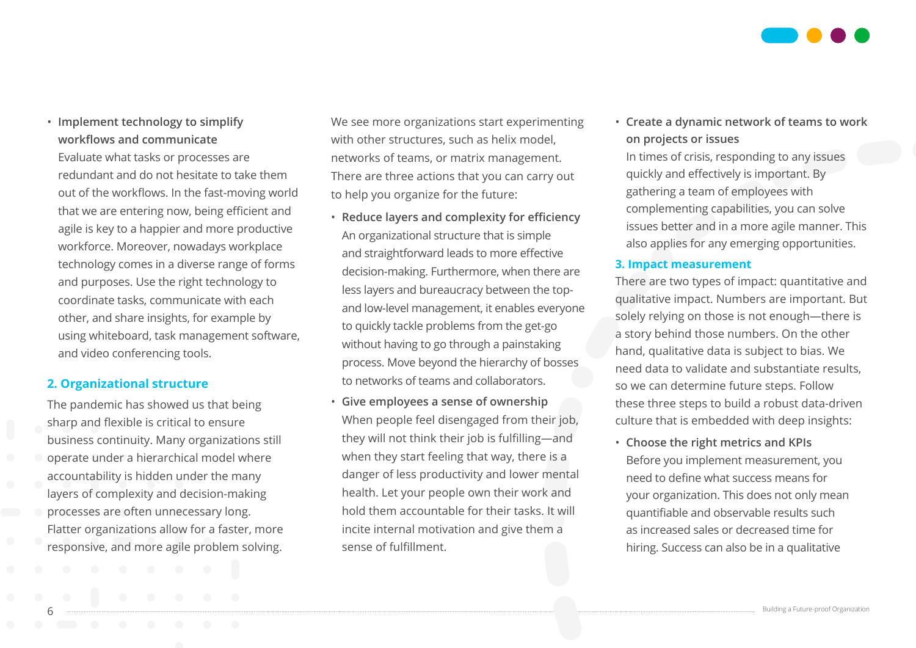- **Implement technology to simplify workflows and communicate**
  Evaluate what tasks or processes are redundant and do not hesitate to take them out of the workflows. In the fast-moving world that we are entering now, being efficient and agile is key to a happier and more productive workforce. Moreover, nowadays workplace technology comes in a diverse range of forms and purposes. Use the right technology to coordinate tasks, communicate with each other, and share insights, for example by using whiteboard, task management software, and video conferencing tools.

## 2. Organizational structure

The pandemic has showed us that being sharp and flexible is critical to ensure business continuity. Many organizations still operate under a hierarchical model where accountability is hidden under the many layers of complexity and decision-making processes are often unnecessary long. Flatter organizations allow for a faster, more responsive, and more agile problem solving.

We see more organizations start experimenting with other structures, such as helix model, networks of teams, or matrix management. There are three actions that you can carry out to help you organize for the future:

- **Reduce layers and complexity for efficiency**
  An organizational structure that is simple and straightforward leads to more effective decision-making. Furthermore, when there are less layers and bureaucracy between the top- and low-level management, it enables everyone to quickly tackle problems from the get-go without having to go through a painstaking process. Move beyond the hierarchy of bosses to networks of teams and collaborators.
- **Give employees a sense of ownership**
  When people feel disengaged from their job, they will not think their job is fulfilling—and when they start feeling that way, there is a danger of less productivity and lower mental health. Let your people own their work and hold them accountable for their tasks. It will incite internal motivation and give them a sense of fulfillment.
- **Create a dynamic network of teams to work on projects or issues**
  In times of crisis, responding to any issues quickly and effectively is important. By gathering a team of employees with complementing capabilities, you can solve issues better and in a more agile manner. This also applies for any emerging opportunities.

## 3. Impact measurement

There are two types of impact: quantitative and qualitative impact. Numbers are important. But solely relying on those is not enough—there is a story behind those numbers. On the other hand, qualitative data is subject to bias. We need data to validate and substantiate results, so we can determine future steps. Follow these three steps to build a robust data-driven culture that is embedded with deep insights:

- **Choose the right metrics and KPIs**
  Before you implement measurement, you need to define what success means for your organization. This does not only mean quantifiable and observable results such as increased sales or decreased time for hiring. Success can also be in a qualitative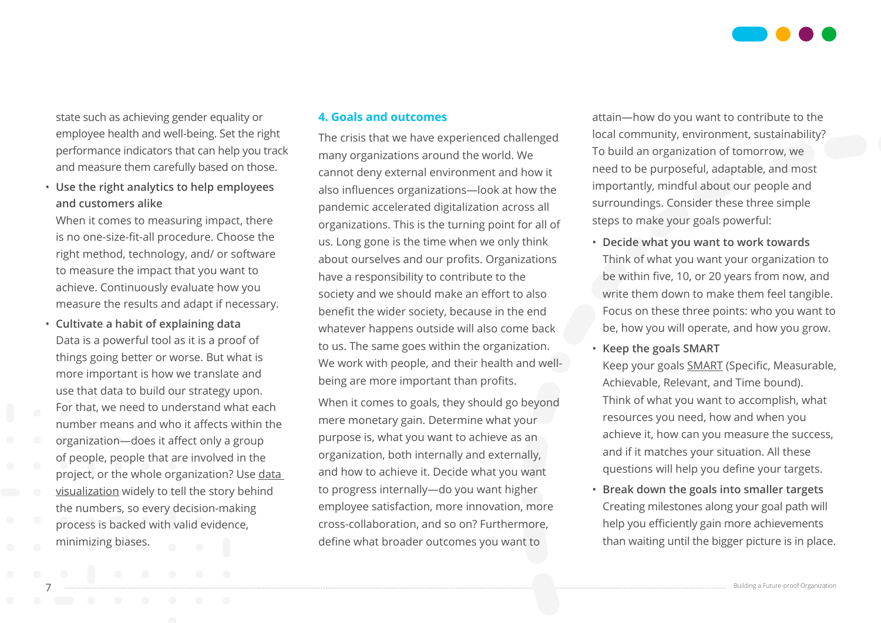state such as achieving gender equality or employee health and well-being. Set the right performance indicators that can help you track and measure them carefully based on those.

- **Use the right analytics to help employees and customers alike**
  When it comes to measuring impact, there is no one-size-fit-all procedure. Choose the right method, technology, and/ or software to measure the impact that you want to achieve. Continuously evaluate how you measure the results and adapt if necessary.
- **Cultivate a habit of explaining data**
  Data is a powerful tool as it is a proof of things going better or worse. But what is more important is how we translate and use that data to build our strategy upon. For that, we need to understand what each number means and who it affects within the organization—does it affect only a group of people, people that are involved in the project, or the whole organization? Use data visualization widely to tell the story behind the numbers, so every decision-making process is backed with valid evidence, minimizing biases.

### 4. Goals and outcomes

The crisis that we have experienced challenged many organizations around the world. We cannot deny external environment and how it also influences organizations—look at how the pandemic accelerated digitalization across all organizations. This is the turning point for all of us. Long gone is the time when we only think about ourselves and our profits. Organizations have a responsibility to contribute to the society and we should make an effort to also benefit the wider society, because in the end whatever happens outside will also come back to us. The same goes within the organization. We work with people, and their health and well-being are more important than profits.

When it comes to goals, they should go beyond mere monetary gain. Determine what your purpose is, what you want to achieve as an organization, both internally and externally, and how to achieve it. Decide what you want to progress internally—do you want higher employee satisfaction, more innovation, more cross-collaboration, and so on? Furthermore, define what broader outcomes you want to attain—how do you want to contribute to the local community, environment, sustainability? To build an organization of tomorrow, we need to be purposeful, adaptable, and most importantly, mindful about our people and surroundings. Consider these three simple steps to make your goals powerful:

- **Decide what you want to work towards**
  Think of what you want your organization to be within five, 10, or 20 years from now, and write them down to make them feel tangible. Focus on these three points: who you want to be, how you will operate, and how you grow.
- **Keep the goals SMART**
  Keep your goals SMART (Specific, Measurable, Achievable, Relevant, and Time bound). Think of what you want to accomplish, what resources you need, how and when you achieve it, how can you measure the success, and if it matches your situation. All these questions will help you define your targets.
- **Break down the goals into smaller targets**
  Creating milestones along your goal path will help you efficiently gain more achievements than waiting until the bigger picture is in place.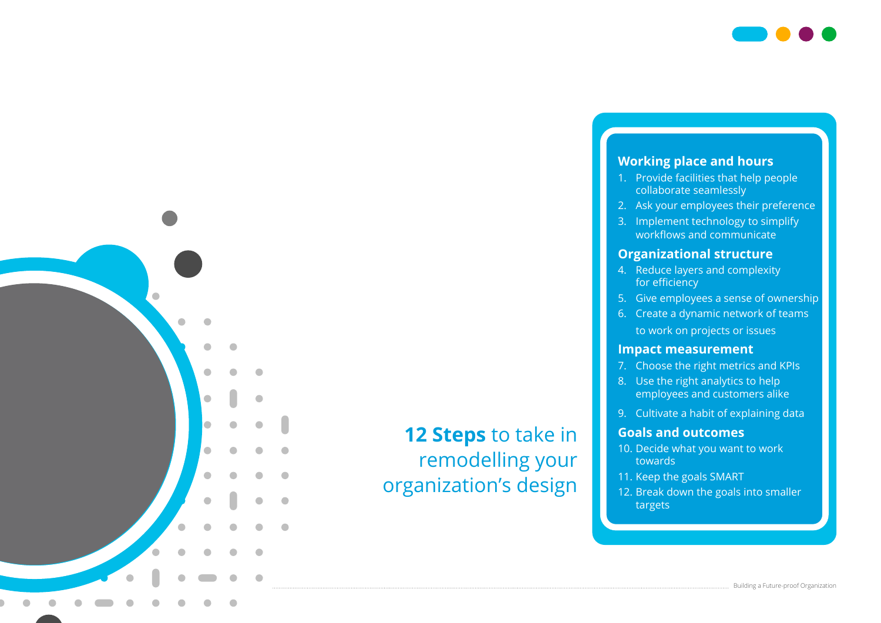# **12 Steps** to take in remodelling your organization's design

## Working place and hours

1. Provide facilities that help people collaborate seamlessly
2. Ask your employees their preference
3. Implement technology to simplify workflows and communicate

## Organizational structure

4. Reduce layers and complexity for efficiency
5. Give employees a sense of ownership
6. Create a dynamic network of teams to work on projects or issues

## Impact measurement

7. Choose the right metrics and KPIs
8. Use the right analytics to help employees and customers alike
9. Cultivate a habit of explaining data

## Goals and outcomes

10. Decide what you want to work towards
11. Keep the goals SMART
12. Break down the goals into smaller targets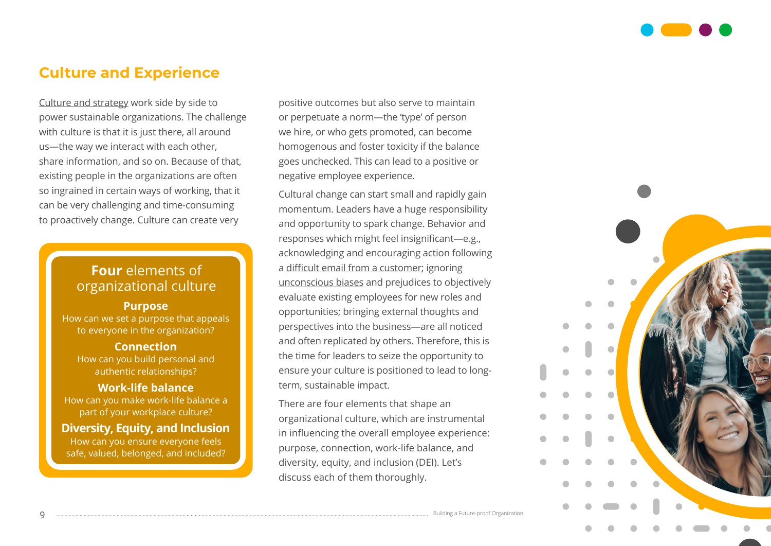## Culture and Experience

Culture and strategy work side by side to power sustainable organizations. The challenge with culture is that it is just there, all around us—the way we interact with each other, share information, and so on. Because of that, existing people in the organizations are often so ingrained in certain ways of working, that it can be very challenging and time-consuming to proactively change. Culture can create very positive outcomes but also serve to maintain or perpetuate a norm—the 'type' of person we hire, or who gets promoted, can become homogenous and foster toxicity if the balance goes unchecked. This can lead to a positive or negative employee experience.

Cultural change can start small and rapidly gain momentum. Leaders have a huge responsibility and opportunity to spark change. Behavior and responses which might feel insignificant—e.g., acknowledging and encouraging action following a difficult email from a customer; ignoring unconscious biases and prejudices to objectively evaluate existing employees for new roles and opportunities; bringing external thoughts and perspectives into the business—are all noticed and often replicated by others. Therefore, this is the time for leaders to seize the opportunity to ensure your culture is positioned to lead to long-term, sustainable impact.

There are four elements that shape an organizational culture, which are instrumental in influencing the overall employee experience: purpose, connection, work-life balance, and diversity, equity, and inclusion (DEI). Let's discuss each of them thoroughly.

### **Four** elements of organizational culture

**Purpose**
How can we set a purpose that appeals to everyone in the organization?

**Connection**
How can you build personal and authentic relationships?

**Work-life balance**
How can you make work-life balance a part of your workplace culture?

**Diversity, Equity, and Inclusion**
How can you ensure everyone feels safe, valued, belonged, and included?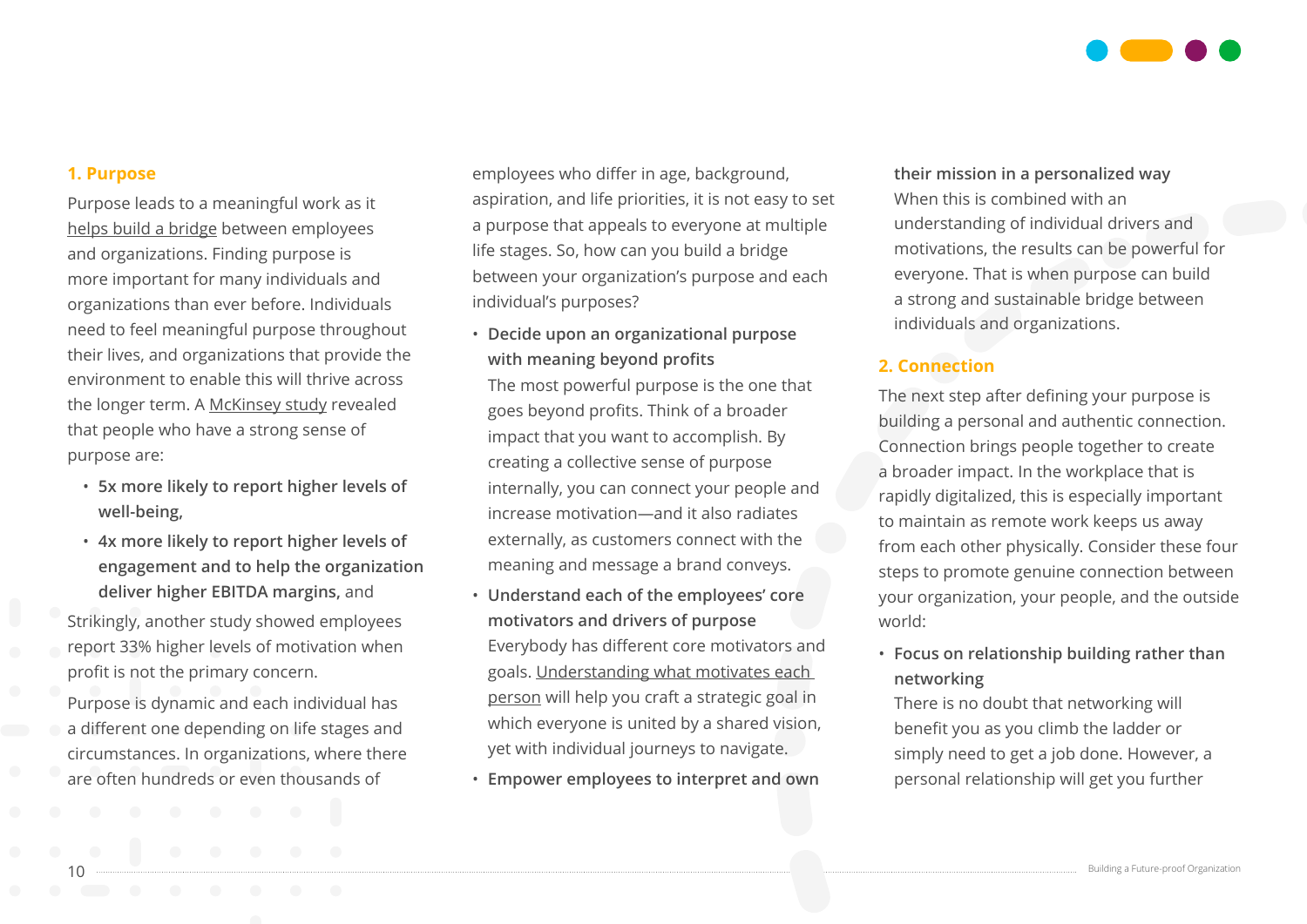## 1. Purpose

Purpose leads to a meaningful work as it helps build a bridge between employees and organizations. Finding purpose is more important for many individuals and organizations than ever before. Individuals need to feel meaningful purpose throughout their lives, and organizations that provide the environment to enable this will thrive across the longer term. A McKinsey study revealed that people who have a strong sense of purpose are:

- **5x more likely to report higher levels of well-being,**
- **4x more likely to report higher levels of engagement and to help the organization deliver higher EBITDA margins,** and

Strikingly, another study showed employees report 33% higher levels of motivation when profit is not the primary concern.

Purpose is dynamic and each individual has a different one depending on life stages and circumstances. In organizations, where there are often hundreds or even thousands of employees who differ in age, background, aspiration, and life priorities, it is not easy to set a purpose that appeals to everyone at multiple life stages. So, how can you build a bridge between your organization's purpose and each individual's purposes?

- **Decide upon an organizational purpose with meaning beyond profits**
  The most powerful purpose is the one that goes beyond profits. Think of a broader impact that you want to accomplish. By creating a collective sense of purpose internally, you can connect your people and increase motivation—and it also radiates externally, as customers connect with the meaning and message a brand conveys.
- **Understand each of the employees' core motivators and drivers of purpose**
  Everybody has different core motivators and goals. Understanding what motivates each person will help you craft a strategic goal in which everyone is united by a shared vision, yet with individual journeys to navigate.
- **Empower employees to interpret and own their mission in a personalized way**
  When this is combined with an understanding of individual drivers and motivations, the results can be powerful for everyone. That is when purpose can build a strong and sustainable bridge between individuals and organizations.

## 2. Connection

The next step after defining your purpose is building a personal and authentic connection. Connection brings people together to create a broader impact. In the workplace that is rapidly digitalized, this is especially important to maintain as remote work keeps us away from each other physically. Consider these four steps to promote genuine connection between your organization, your people, and the outside world:

- **Focus on relationship building rather than networking**
  There is no doubt that networking will benefit you as you climb the ladder or simply need to get a job done. However, a personal relationship will get you further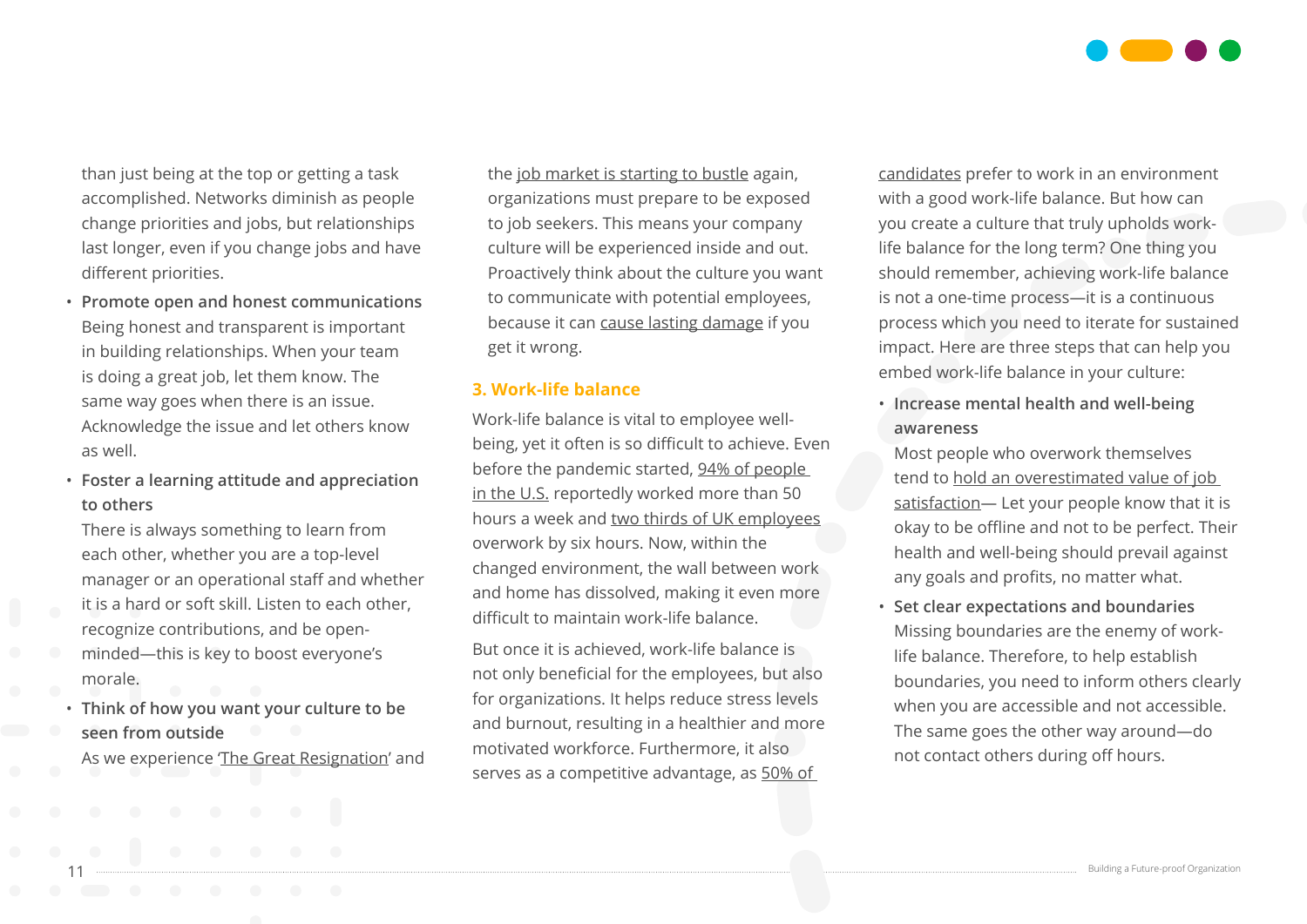than just being at the top or getting a task accomplished. Networks diminish as people change priorities and jobs, but relationships last longer, even if you change jobs and have different priorities.

- **Promote open and honest communications**
  Being honest and transparent is important in building relationships. When your team is doing a great job, let them know. The same way goes when there is an issue. Acknowledge the issue and let others know as well.
- **Foster a learning attitude and appreciation to others**
  There is always something to learn from each other, whether you are a top-level manager or an operational staff and whether it is a hard or soft skill. Listen to each other, recognize contributions, and be open-minded—this is key to boost everyone's morale.
- **Think of how you want your culture to be seen from outside**
  As we experience 'The Great Resignation' and the job market is starting to bustle again, organizations must prepare to be exposed to job seekers. This means your company culture will be experienced inside and out. Proactively think about the culture you want to communicate with potential employees, because it can cause lasting damage if you get it wrong.

### 3. Work-life balance

Work-life balance is vital to employee well-being, yet it often is so difficult to achieve. Even before the pandemic started, 94% of people in the U.S. reportedly worked more than 50 hours a week and two thirds of UK employees overwork by six hours. Now, within the changed environment, the wall between work and home has dissolved, making it even more difficult to maintain work-life balance.

But once it is achieved, work-life balance is not only beneficial for the employees, but also for organizations. It helps reduce stress levels and burnout, resulting in a healthier and more motivated workforce. Furthermore, it also serves as a competitive advantage, as 50% of candidates prefer to work in an environment with a good work-life balance. But how can you create a culture that truly upholds work-life balance for the long term? One thing you should remember, achieving work-life balance is not a one-time process—it is a continuous process which you need to iterate for sustained impact. Here are three steps that can help you embed work-life balance in your culture:

- **Increase mental health and well-being awareness**
  Most people who overwork themselves tend to hold an overestimated value of job satisfaction— Let your people know that it is okay to be offline and not to be perfect. Their health and well-being should prevail against any goals and profits, no matter what.
- **Set clear expectations and boundaries**
  Missing boundaries are the enemy of work-life balance. Therefore, to help establish boundaries, you need to inform others clearly when you are accessible and not accessible. The same goes the other way around—do not contact others during off hours.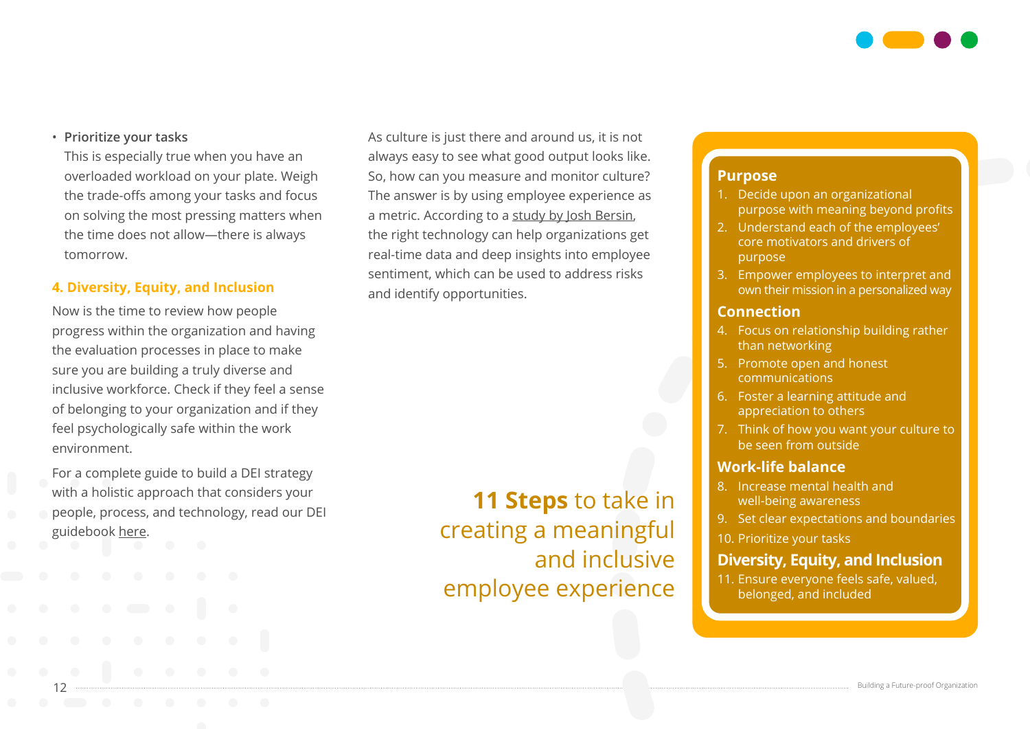- **Prioritize your tasks**
  This is especially true when you have an overloaded workload on your plate. Weigh the trade-offs among your tasks and focus on solving the most pressing matters when the time does not allow—there is always tomorrow.

### 4. Diversity, Equity, and Inclusion

Now is the time to review how people progress within the organization and having the evaluation processes in place to make sure you are building a truly diverse and inclusive workforce. Check if they feel a sense of belonging to your organization and if they feel psychologically safe within the work environment.

For a complete guide to build a DEI strategy with a holistic approach that considers your people, process, and technology, read our DEI guidebook here.

As culture is just there and around us, it is not always easy to see what good output looks like. So, how can you measure and monitor culture? The answer is by using employee experience as a metric. According to a study by Josh Bersin, the right technology can help organizations get real-time data and deep insights into employee sentiment, which can be used to address risks and identify opportunities.

## **11 Steps** to take in creating a meaningful and inclusive employee experience

**Purpose**

1. Decide upon an organizational purpose with meaning beyond profits
2. Understand each of the employees' core motivators and drivers of purpose
3. Empower employees to interpret and own their mission in a personalized way

**Connection**

4. Focus on relationship building rather than networking
5. Promote open and honest communications
6. Foster a learning attitude and appreciation to others
7. Think of how you want your culture to be seen from outside

**Work-life balance**

8. Increase mental health and well-being awareness
9. Set clear expectations and boundaries
10. Prioritize your tasks

**Diversity, Equity, and Inclusion**

11. Ensure everyone feels safe, valued, belonged, and included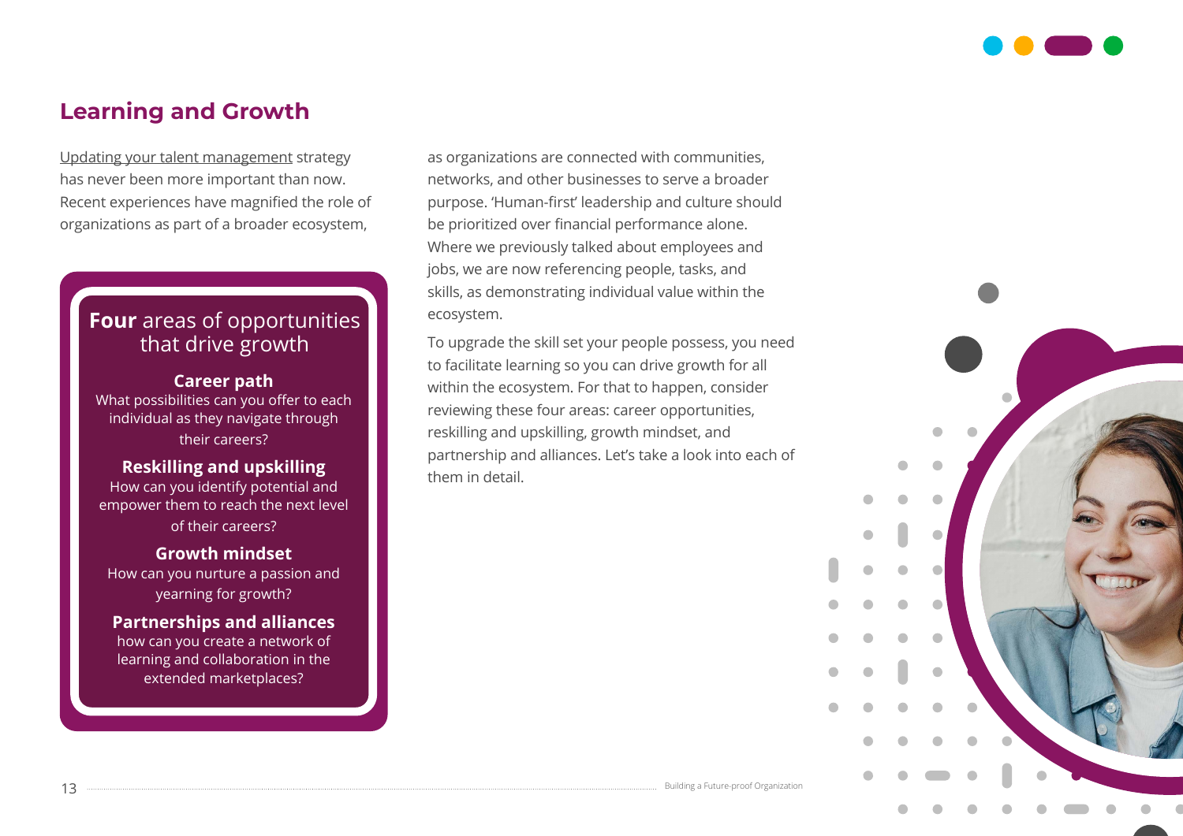## Learning and Growth

Updating your talent management strategy has never been more important than now. Recent experiences have magnified the role of organizations as part of a broader ecosystem, as organizations are connected with communities, networks, and other businesses to serve a broader purpose. 'Human-first' leadership and culture should be prioritized over financial performance alone. Where we previously talked about employees and jobs, we are now referencing people, tasks, and skills, as demonstrating individual value within the ecosystem.

To upgrade the skill set your people possess, you need to facilitate learning so you can drive growth for all within the ecosystem. For that to happen, consider reviewing these four areas: career opportunities, reskilling and upskilling, growth mindset, and partnership and alliances. Let's take a look into each of them in detail.

### **Four** areas of opportunities that drive growth

**Career path**
What possibilities can you offer to each individual as they navigate through their careers?

**Reskilling and upskilling**
How can you identify potential and empower them to reach the next level of their careers?

**Growth mindset**
How can you nurture a passion and yearning for growth?

**Partnerships and alliances**
how can you create a network of learning and collaboration in the extended marketplaces?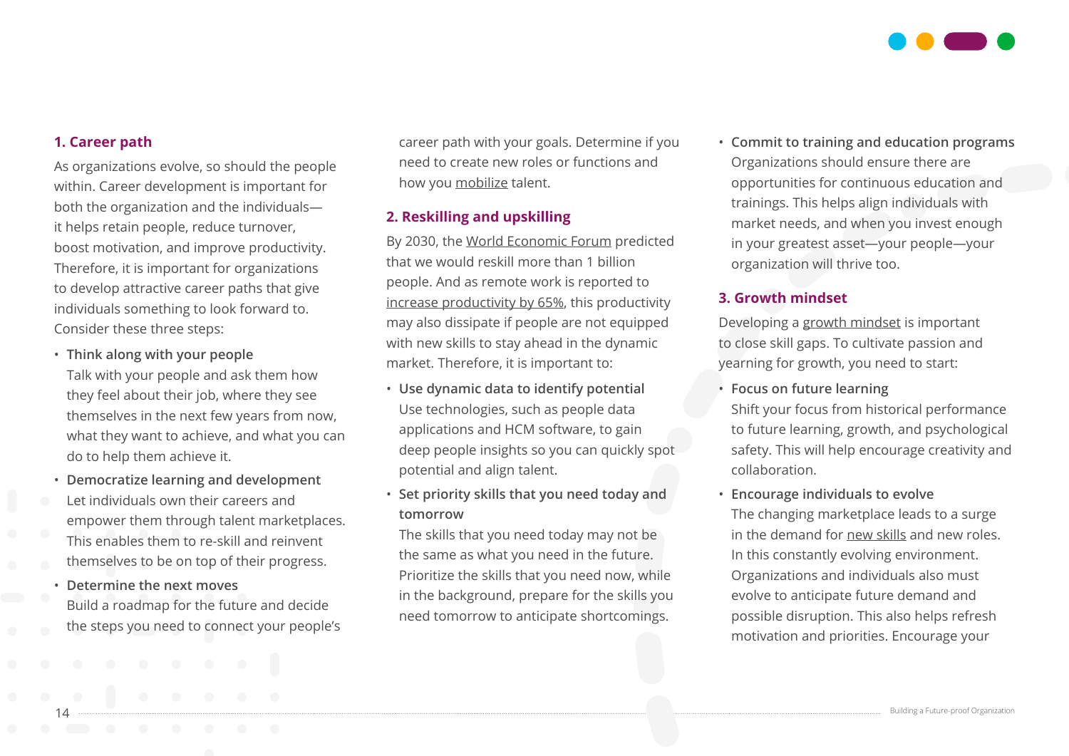### 1. Career path

As organizations evolve, so should the people within. Career development is important for both the organization and the individuals—it helps retain people, reduce turnover, boost motivation, and improve productivity. Therefore, it is important for organizations to develop attractive career paths that give individuals something to look forward to. Consider these three steps:

- **Think along with your people**
  Talk with your people and ask them how they feel about their job, where they see themselves in the next few years from now, what they want to achieve, and what you can do to help them achieve it.
- **Democratize learning and development**
  Let individuals own their careers and empower them through talent marketplaces. This enables them to re-skill and reinvent themselves to be on top of their progress.
- **Determine the next moves**
  Build a roadmap for the future and decide the steps you need to connect your people's career path with your goals. Determine if you need to create new roles or functions and how you mobilize talent.

### 2. Reskilling and upskilling

By 2030, the World Economic Forum predicted that we would reskill more than 1 billion people. And as remote work is reported to increase productivity by 65%, this productivity may also dissipate if people are not equipped with new skills to stay ahead in the dynamic market. Therefore, it is important to:

- **Use dynamic data to identify potential**
  Use technologies, such as people data applications and HCM software, to gain deep people insights so you can quickly spot potential and align talent.
- **Set priority skills that you need today and tomorrow**
  The skills that you need today may not be the same as what you need in the future. Prioritize the skills that you need now, while in the background, prepare for the skills you need tomorrow to anticipate shortcomings.
- **Commit to training and education programs**
  Organizations should ensure there are opportunities for continuous education and trainings. This helps align individuals with market needs, and when you invest enough in your greatest asset—your people—your organization will thrive too.

### 3. Growth mindset

Developing a growth mindset is important to close skill gaps. To cultivate passion and yearning for growth, you need to start:

- **Focus on future learning**
  Shift your focus from historical performance to future learning, growth, and psychological safety. This will help encourage creativity and collaboration.
- **Encourage individuals to evolve**
  The changing marketplace leads to a surge in the demand for new skills and new roles. In this constantly evolving environment. Organizations and individuals also must evolve to anticipate future demand and possible disruption. This also helps refresh motivation and priorities. Encourage your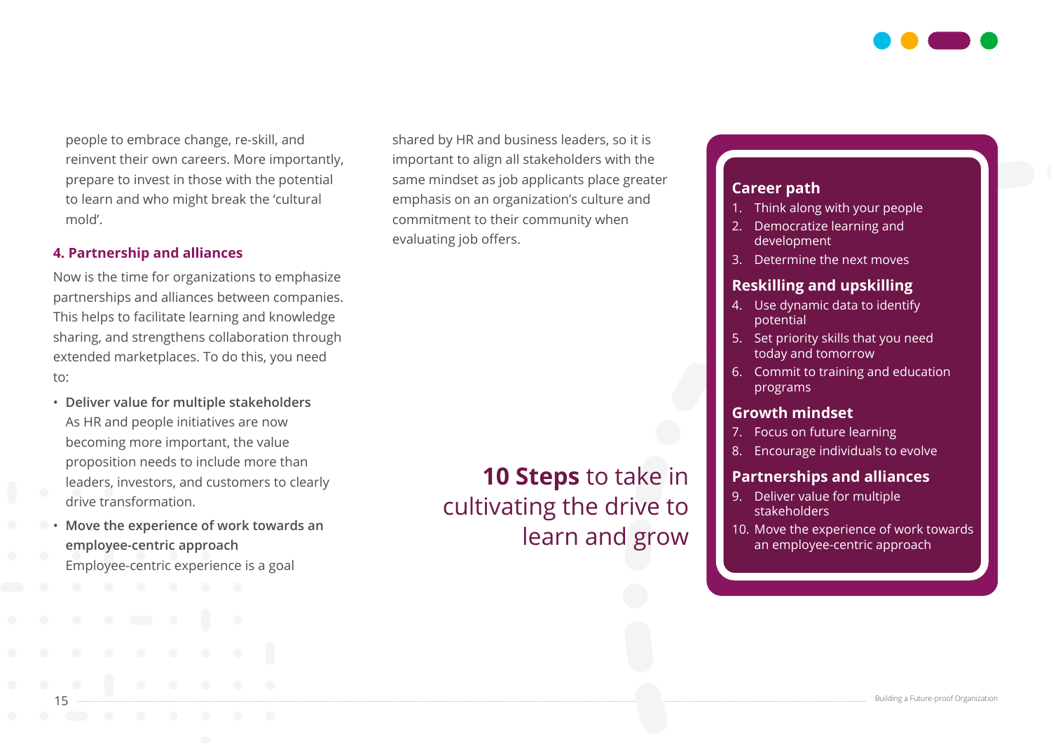people to embrace change, re-skill, and reinvent their own careers. More importantly, prepare to invest in those with the potential to learn and who might break the 'cultural mold'.

### 4. Partnership and alliances

Now is the time for organizations to emphasize partnerships and alliances between companies. This helps to facilitate learning and knowledge sharing, and strengthens collaboration through extended marketplaces. To do this, you need to:

- **Deliver value for multiple stakeholders**
  As HR and people initiatives are now becoming more important, the value proposition needs to include more than leaders, investors, and customers to clearly drive transformation.
- **Move the experience of work towards an employee-centric approach**
  Employee-centric experience is a goal shared by HR and business leaders, so it is important to align all stakeholders with the same mindset as job applicants place greater emphasis on an organization's culture and commitment to their community when evaluating job offers.

## **10 Steps** to take in cultivating the drive to learn and grow

**Career path**

1. Think along with your people
2. Democratize learning and development
3. Determine the next moves

**Reskilling and upskilling**

4. Use dynamic data to identify potential
5. Set priority skills that you need today and tomorrow
6. Commit to training and education programs

**Growth mindset**

7. Focus on future learning
8. Encourage individuals to evolve

**Partnerships and alliances**

9. Deliver value for multiple stakeholders
10. Move the experience of work towards an employee-centric approach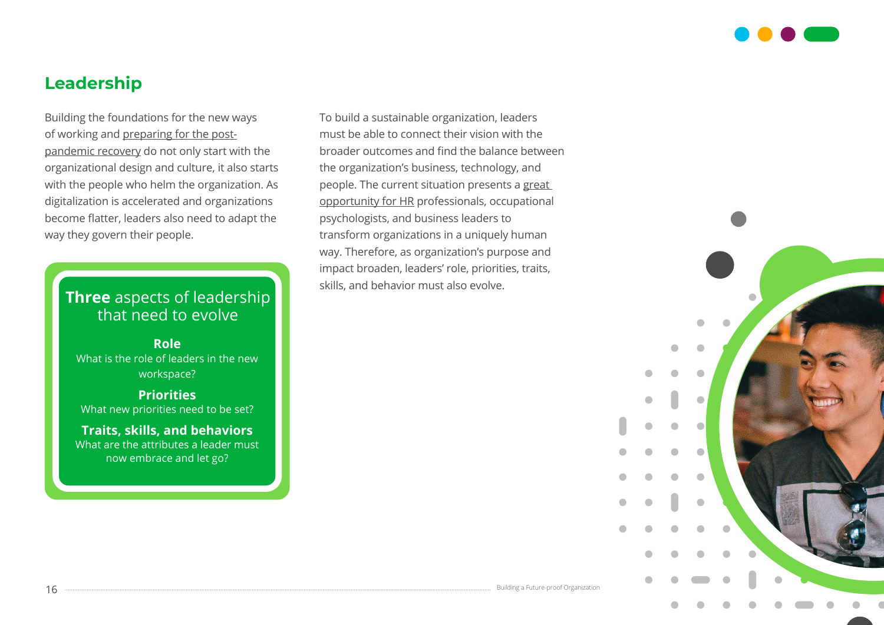## Leadership

Building the foundations for the new ways of working and preparing for the post-pandemic recovery do not only start with the organizational design and culture, it also starts with the people who helm the organization. As digitalization is accelerated and organizations become flatter, leaders also need to adapt the way they govern their people.

**Three** aspects of leadership that need to evolve

**Role**
What is the role of leaders in the new workspace?

**Priorities**
What new priorities need to be set?

**Traits, skills, and behaviors**
What are the attributes a leader must now embrace and let go?

To build a sustainable organization, leaders must be able to connect their vision with the broader outcomes and find the balance between the organization's business, technology, and people. The current situation presents a great opportunity for HR professionals, occupational psychologists, and business leaders to transform organizations in a uniquely human way. Therefore, as organization's purpose and impact broaden, leaders' role, priorities, traits, skills, and behavior must also evolve.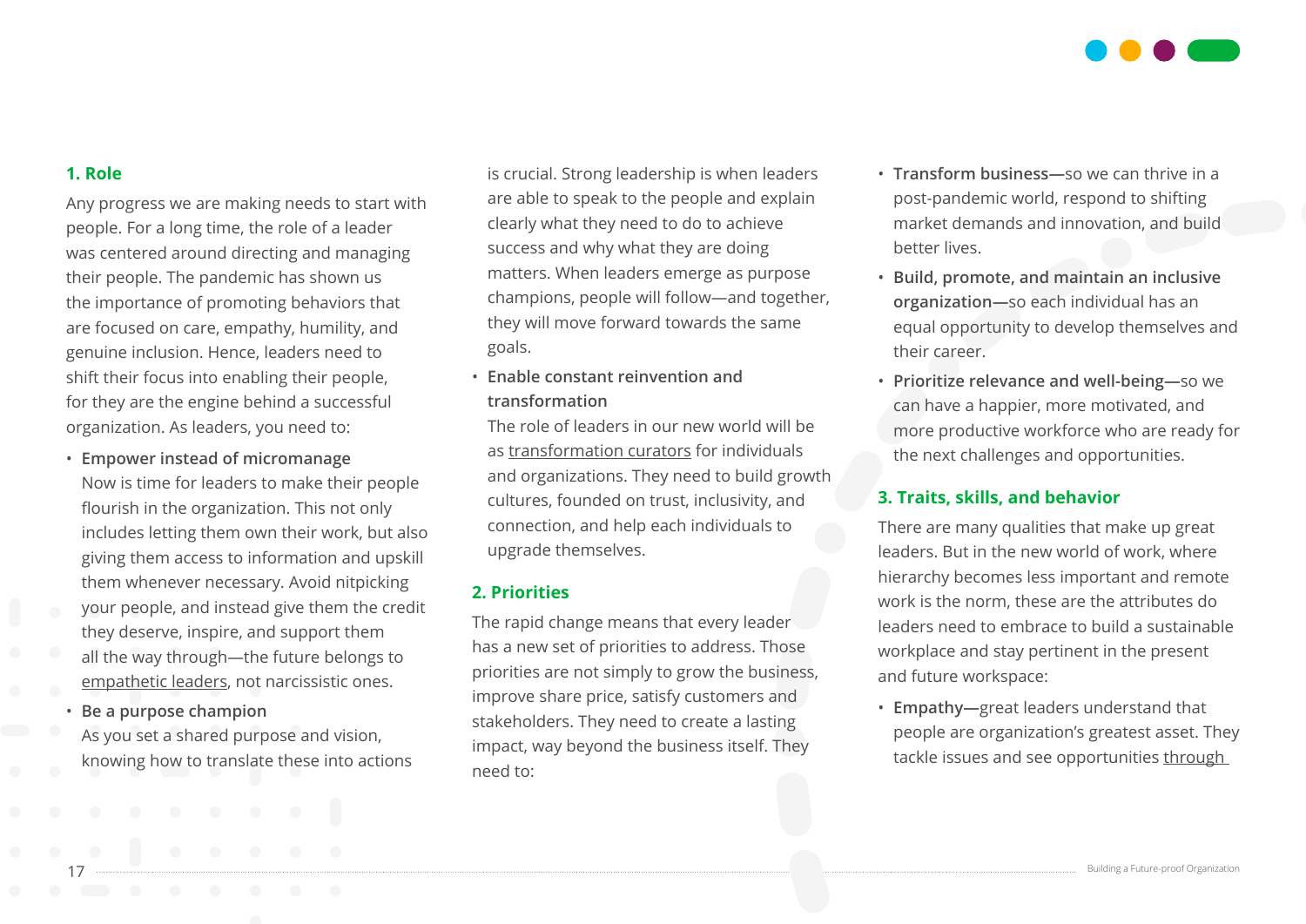### 1. Role

Any progress we are making needs to start with people. For a long time, the role of a leader was centered around directing and managing their people. The pandemic has shown us the importance of promoting behaviors that are focused on care, empathy, humility, and genuine inclusion. Hence, leaders need to shift their focus into enabling their people, for they are the engine behind a successful organization. As leaders, you need to:

- **Empower instead of micromanage**
  Now is time for leaders to make their people flourish in the organization. This not only includes letting them own their work, but also giving them access to information and upskill them whenever necessary. Avoid nitpicking your people, and instead give them the credit they deserve, inspire, and support them all the way through—the future belongs to empathetic leaders, not narcissistic ones.
- **Be a purpose champion**
  As you set a shared purpose and vision, knowing how to translate these into actions is crucial. Strong leadership is when leaders are able to speak to the people and explain clearly what they need to do to achieve success and why what they are doing matters. When leaders emerge as purpose champions, people will follow—and together, they will move forward towards the same goals.
- **Enable constant reinvention and transformation**
  The role of leaders in our new world will be as transformation curators for individuals and organizations. They need to build growth cultures, founded on trust, inclusivity, and connection, and help each individuals to upgrade themselves.

### 2. Priorities

The rapid change means that every leader has a new set of priorities to address. Those priorities are not simply to grow the business, improve share price, satisfy customers and stakeholders. They need to create a lasting impact, way beyond the business itself. They need to:

- **Transform business—**so we can thrive in a post-pandemic world, respond to shifting market demands and innovation, and build better lives.
- **Build, promote, and maintain an inclusive organization—**so each individual has an equal opportunity to develop themselves and their career.
- **Prioritize relevance and well-being—**so we can have a happier, more motivated, and more productive workforce who are ready for the next challenges and opportunities.

### 3. Traits, skills, and behavior

There are many qualities that make up great leaders. But in the new world of work, where hierarchy becomes less important and remote work is the norm, these are the attributes do leaders need to embrace to build a sustainable workplace and stay pertinent in the present and future workspace:

- **Empathy—**great leaders understand that people are organization's greatest asset. They tackle issues and see opportunities through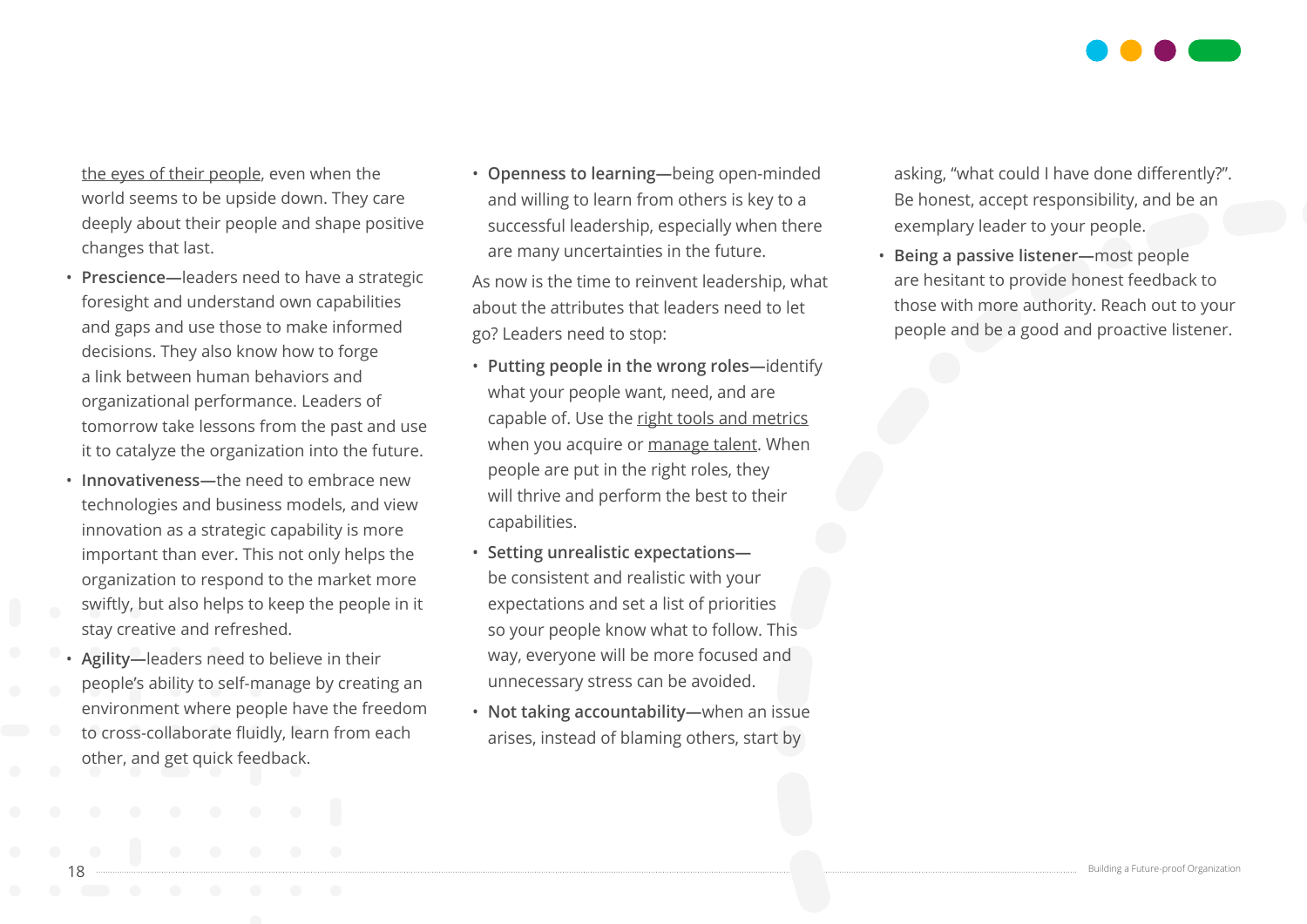the eyes of their people, even when the world seems to be upside down. They care deeply about their people and shape positive changes that last.

- **Prescience—**leaders need to have a strategic foresight and understand own capabilities and gaps and use those to make informed decisions. They also know how to forge a link between human behaviors and organizational performance. Leaders of tomorrow take lessons from the past and use it to catalyze the organization into the future.
- **Innovativeness—**the need to embrace new technologies and business models, and view innovation as a strategic capability is more important than ever. This not only helps the organization to respond to the market more swiftly, but also helps to keep the people in it stay creative and refreshed.
- **Agility—**leaders need to believe in their people's ability to self-manage by creating an environment where people have the freedom to cross-collaborate fluidly, learn from each other, and get quick feedback.
- **Openness to learning—**being open-minded and willing to learn from others is key to a successful leadership, especially when there are many uncertainties in the future.

As now is the time to reinvent leadership, what about the attributes that leaders need to let go? Leaders need to stop:

- **Putting people in the wrong roles—**identify what your people want, need, and are capable of. Use the right tools and metrics when you acquire or manage talent. When people are put in the right roles, they will thrive and perform the best to their capabilities.
- **Setting unrealistic expectations—**be consistent and realistic with your expectations and set a list of priorities so your people know what to follow. This way, everyone will be more focused and unnecessary stress can be avoided.
- **Not taking accountability—**when an issue arises, instead of blaming others, start by asking, "what could I have done differently?". Be honest, accept responsibility, and be an exemplary leader to your people.
- **Being a passive listener—**most people are hesitant to provide honest feedback to those with more authority. Reach out to your people and be a good and proactive listener.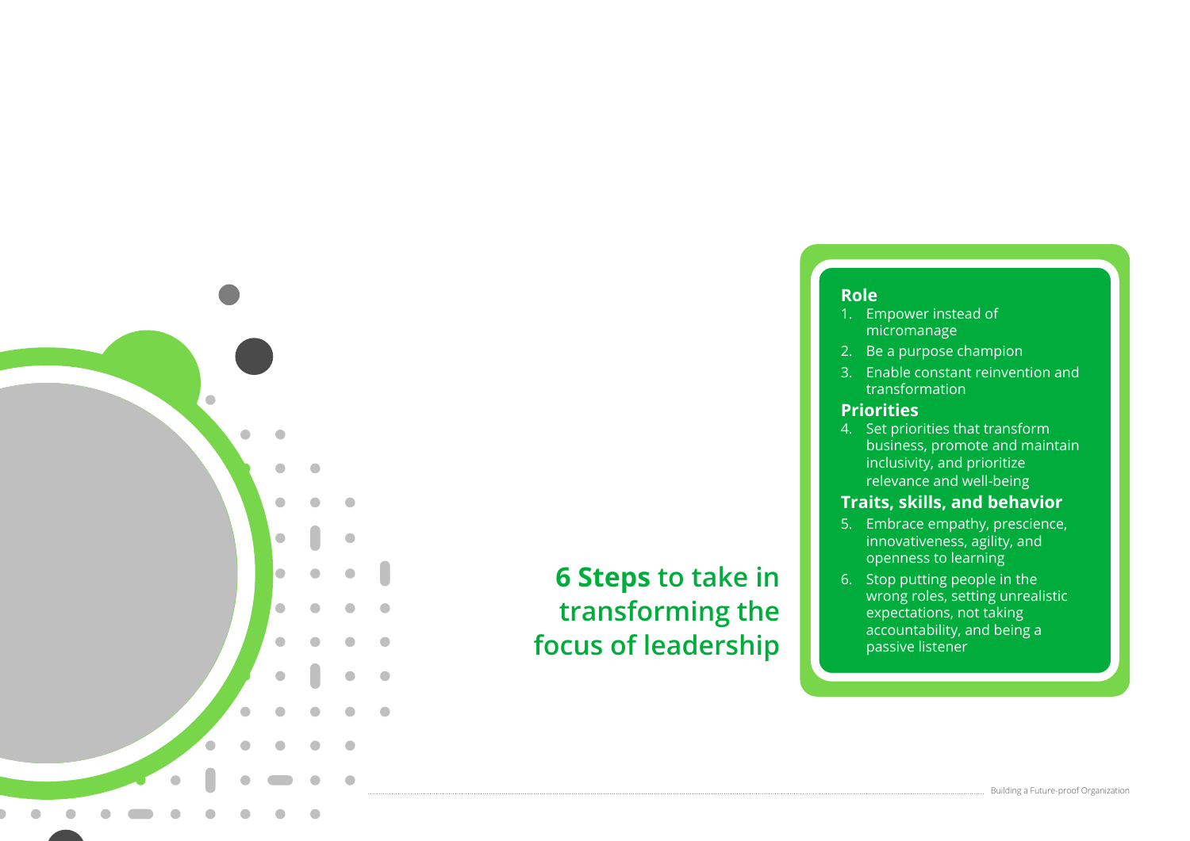## **6 Steps** to take in transforming the focus of leadership

### Role

1. Empower instead of micromanage
2. Be a purpose champion
3. Enable constant reinvention and transformation

### Priorities

4. Set priorities that transform business, promote and maintain inclusivity, and prioritize relevance and well-being

### Traits, skills, and behavior

5. Embrace empathy, prescience, innovativeness, agility, and openness to learning
6. Stop putting people in the wrong roles, setting unrealistic expectations, not taking accountability, and being a passive listener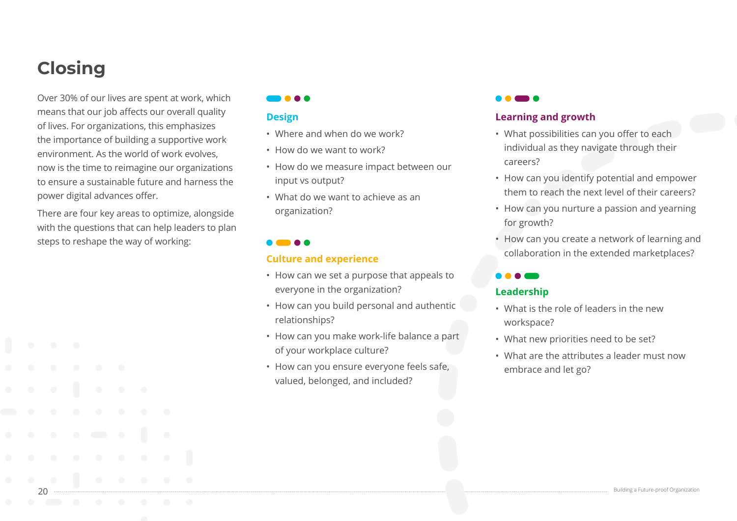# Closing

Over 30% of our lives are spent at work, which means that our job affects our overall quality of lives. For organizations, this emphasizes the importance of building a supportive work environment. As the world of work evolves, now is the time to reimagine our organizations to ensure a sustainable future and harness the power digital advances offer.

There are four key areas to optimize, alongside with the questions that can help leaders to plan steps to reshape the way of working:

### Design

- Where and when do we work?
- How do we want to work?
- How do we measure impact between our input vs output?
- What do we want to achieve as an organization?

### Culture and experience

- How can we set a purpose that appeals to everyone in the organization?
- How can you build personal and authentic relationships?
- How can you make work-life balance a part of your workplace culture?
- How can you ensure everyone feels safe, valued, belonged, and included?

### Learning and growth

- What possibilities can you offer to each individual as they navigate through their careers?
- How can you identify potential and empower them to reach the next level of their careers?
- How can you nurture a passion and yearning for growth?
- How can you create a network of learning and collaboration in the extended marketplaces?

### Leadership

- What is the role of leaders in the new workspace?
- What new priorities need to be set?
- What are the attributes a leader must now embrace and let go?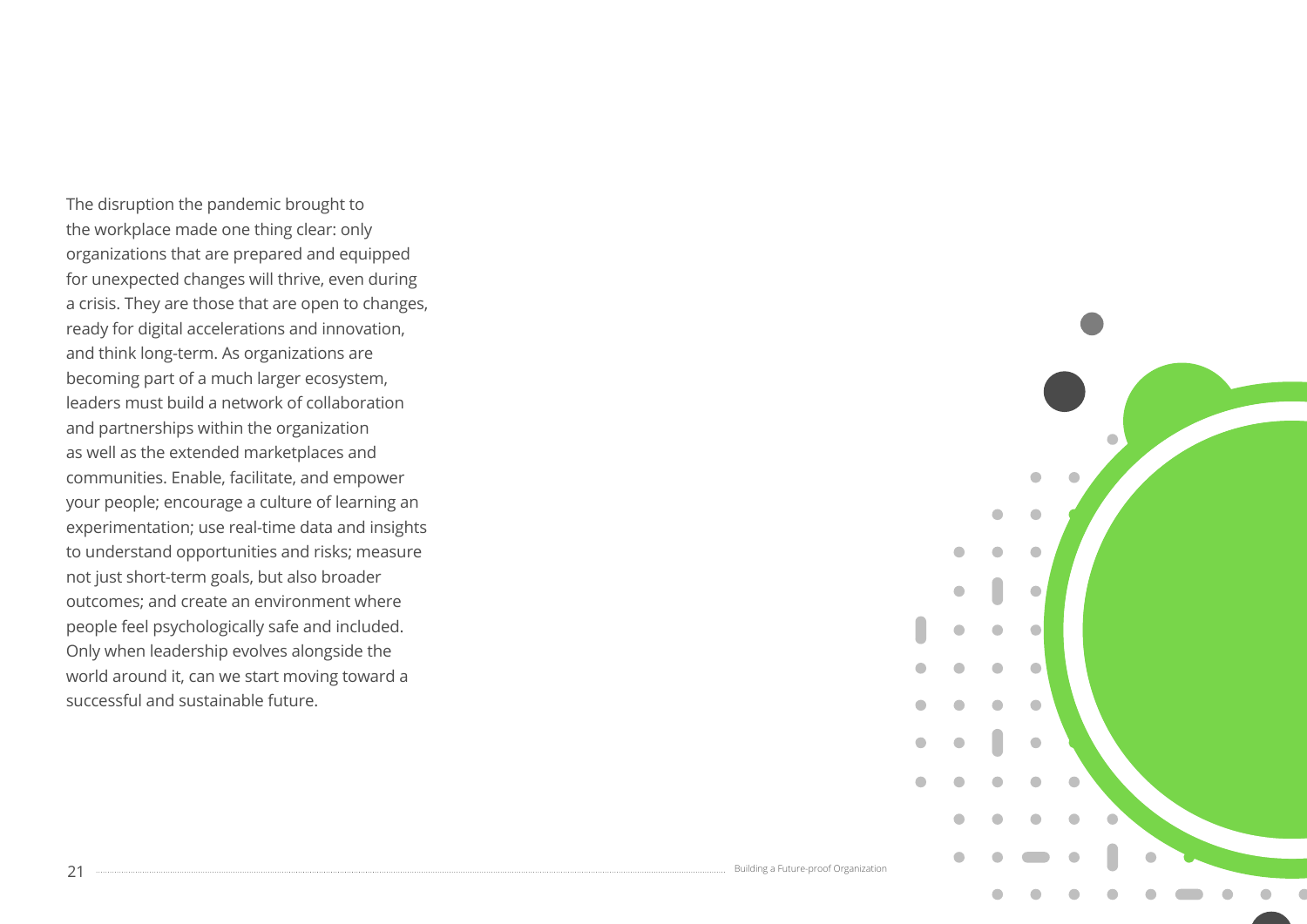The disruption the pandemic brought to the workplace made one thing clear: only organizations that are prepared and equipped for unexpected changes will thrive, even during a crisis. They are those that are open to changes, ready for digital accelerations and innovation, and think long-term. As organizations are becoming part of a much larger ecosystem, leaders must build a network of collaboration and partnerships within the organization as well as the extended marketplaces and communities. Enable, facilitate, and empower your people; encourage a culture of learning an experimentation; use real-time data and insights to understand opportunities and risks; measure not just short-term goals, but also broader outcomes; and create an environment where people feel psychologically safe and included. Only when leadership evolves alongside the world around it, can we start moving toward a successful and sustainable future.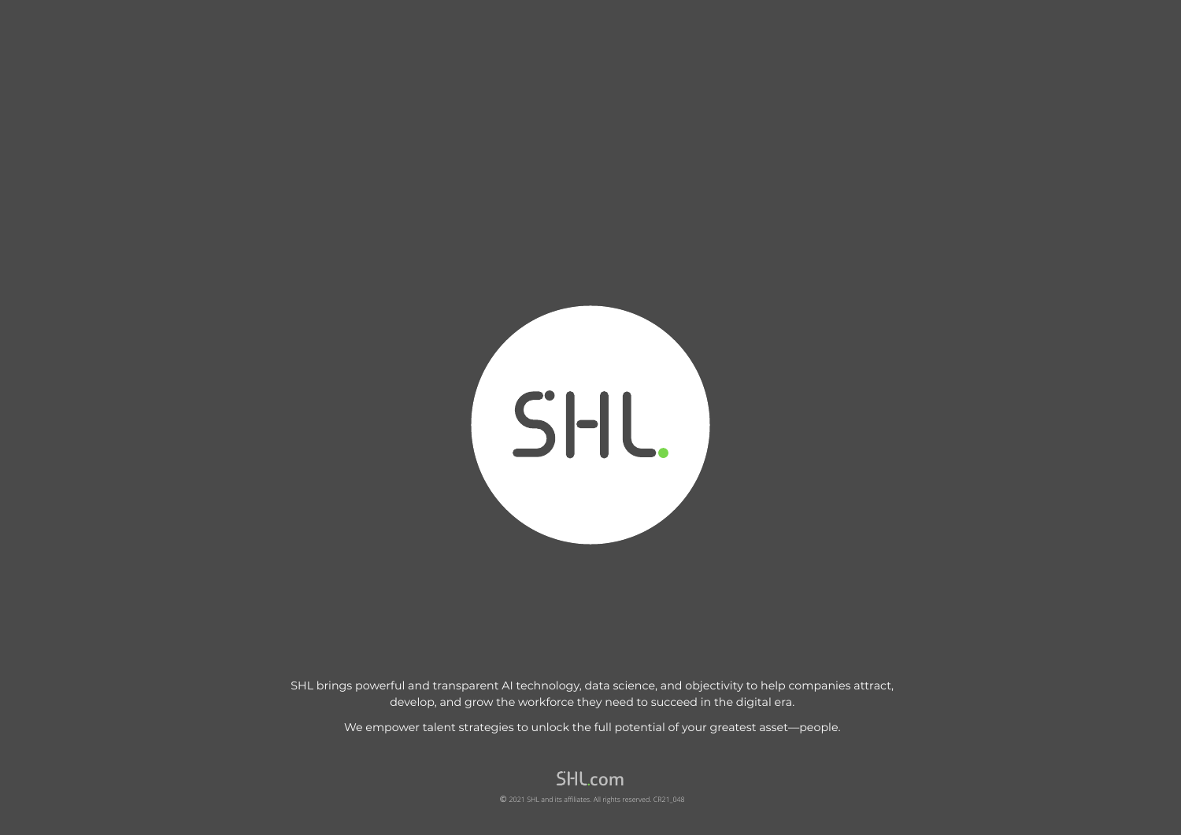SHL.

SHL brings powerful and transparent AI technology, data science, and objectivity to help companies attract, develop, and grow the workforce they need to succeed in the digital era.

We empower talent strategies to unlock the full potential of your greatest asset—people.

SHL.com

© 2021 SHL and its affiliates. All rights reserved. CR21_048